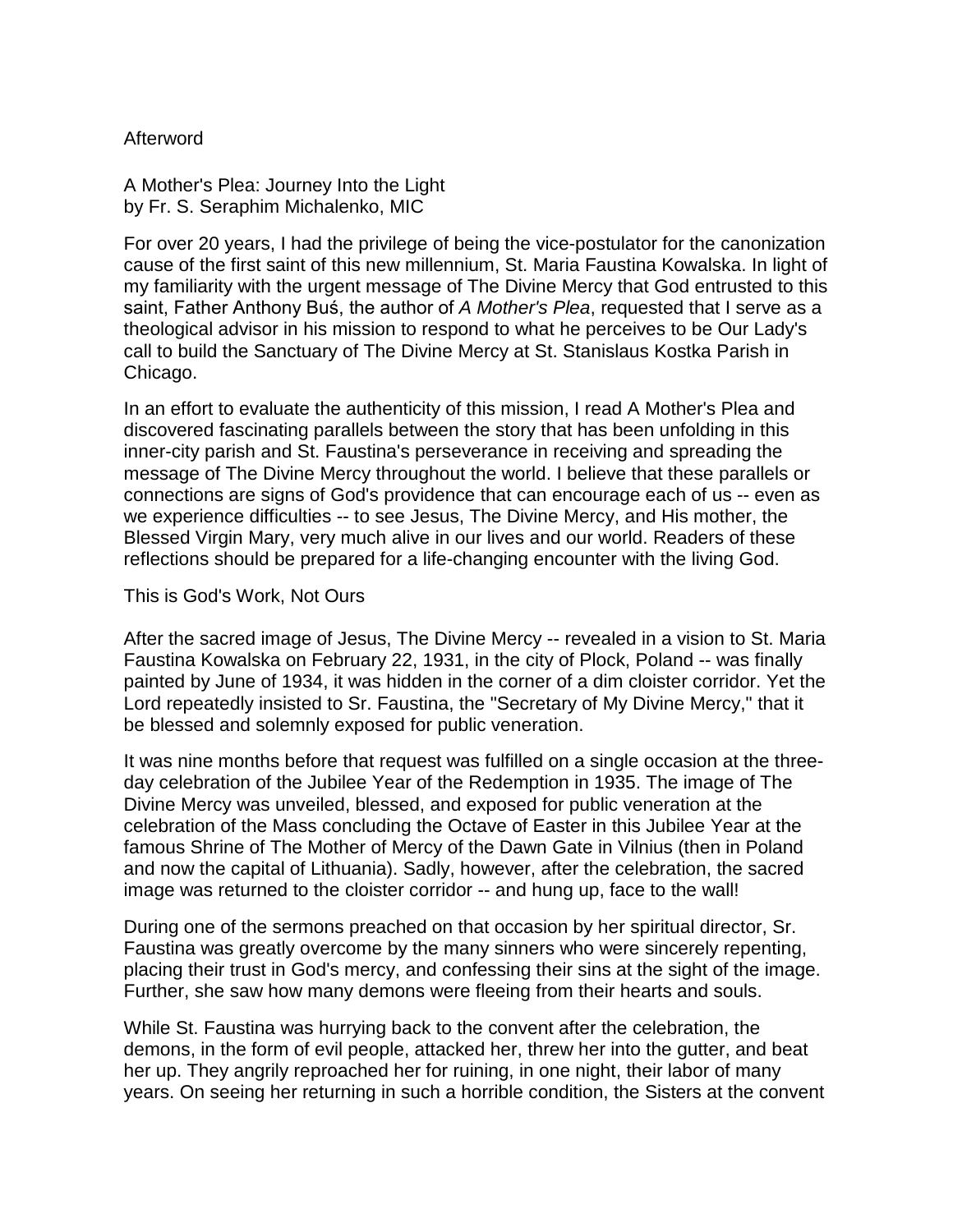# Afterword

## A Mother's Plea: Journey Into the Light
by Fr. S. Seraphim Michalenko, MIC

For over 20 years, I had the privilege of being the vice-postulator for the canonization cause of the first saint of this new millennium, St. Maria Faustina Kowalska. In light of my familiarity with the urgent message of The Divine Mercy that God entrusted to this saint, Father Anthony Buś, the author of *A Mother's Plea*, requested that I serve as a theological advisor in his mission to respond to what he perceives to be Our Lady's call to build the Sanctuary of The Divine Mercy at St. Stanislaus Kostka Parish in Chicago.

In an effort to evaluate the authenticity of this mission, I read A Mother's Plea and discovered fascinating parallels between the story that has been unfolding in this inner-city parish and St. Faustina's perseverance in receiving and spreading the message of The Divine Mercy throughout the world. I believe that these parallels or connections are signs of God's providence that can encourage each of us -- even as we experience difficulties -- to see Jesus, The Divine Mercy, and His mother, the Blessed Virgin Mary, very much alive in our lives and our world. Readers of these reflections should be prepared for a life-changing encounter with the living God.

## This is God's Work, Not Ours

After the sacred image of Jesus, The Divine Mercy -- revealed in a vision to St. Maria Faustina Kowalska on February 22, 1931, in the city of Plock, Poland -- was finally painted by June of 1934, it was hidden in the corner of a dim cloister corridor. Yet the Lord repeatedly insisted to Sr. Faustina, the "Secretary of My Divine Mercy," that it be blessed and solemnly exposed for public veneration.

It was nine months before that request was fulfilled on a single occasion at the three-day celebration of the Jubilee Year of the Redemption in 1935. The image of The Divine Mercy was unveiled, blessed, and exposed for public veneration at the celebration of the Mass concluding the Octave of Easter in this Jubilee Year at the famous Shrine of The Mother of Mercy of the Dawn Gate in Vilnius (then in Poland and now the capital of Lithuania). Sadly, however, after the celebration, the sacred image was returned to the cloister corridor -- and hung up, face to the wall!

During one of the sermons preached on that occasion by her spiritual director, Sr. Faustina was greatly overcome by the many sinners who were sincerely repenting, placing their trust in God's mercy, and confessing their sins at the sight of the image. Further, she saw how many demons were fleeing from their hearts and souls.

While St. Faustina was hurrying back to the convent after the celebration, the demons, in the form of evil people, attacked her, threw her into the gutter, and beat her up. They angrily reproached her for ruining, in one night, their labor of many years. On seeing her returning in such a horrible condition, the Sisters at the convent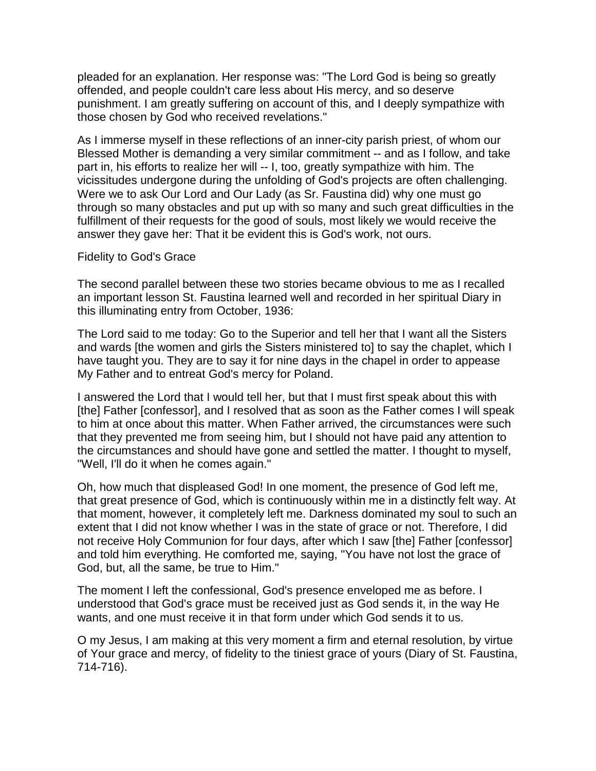pleaded for an explanation. Her response was: "The Lord God is being so greatly offended, and people couldn't care less about His mercy, and so deserve punishment. I am greatly suffering on account of this, and I deeply sympathize with those chosen by God who received revelations."

As I immerse myself in these reflections of an inner-city parish priest, of whom our Blessed Mother is demanding a very similar commitment -- and as I follow, and take part in, his efforts to realize her will -- I, too, greatly sympathize with him. The vicissitudes undergone during the unfolding of God's projects are often challenging. Were we to ask Our Lord and Our Lady (as Sr. Faustina did) why one must go through so many obstacles and put up with so many and such great difficulties in the fulfillment of their requests for the good of souls, most likely we would receive the answer they gave her: That it be evident this is God's work, not ours.

## Fidelity to God's Grace

The second parallel between these two stories became obvious to me as I recalled an important lesson St. Faustina learned well and recorded in her spiritual Diary in this illuminating entry from October, 1936:

The Lord said to me today: Go to the Superior and tell her that I want all the Sisters and wards [the women and girls the Sisters ministered to] to say the chaplet, which I have taught you. They are to say it for nine days in the chapel in order to appease My Father and to entreat God's mercy for Poland.

I answered the Lord that I would tell her, but that I must first speak about this with [the] Father [confessor], and I resolved that as soon as the Father comes I will speak to him at once about this matter. When Father arrived, the circumstances were such that they prevented me from seeing him, but I should not have paid any attention to the circumstances and should have gone and settled the matter. I thought to myself, "Well, I'll do it when he comes again."

Oh, how much that displeased God! In one moment, the presence of God left me, that great presence of God, which is continuously within me in a distinctly felt way. At that moment, however, it completely left me. Darkness dominated my soul to such an extent that I did not know whether I was in the state of grace or not. Therefore, I did not receive Holy Communion for four days, after which I saw [the] Father [confessor] and told him everything. He comforted me, saying, "You have not lost the grace of God, but, all the same, be true to Him."

The moment I left the confessional, God's presence enveloped me as before. I understood that God's grace must be received just as God sends it, in the way He wants, and one must receive it in that form under which God sends it to us.

O my Jesus, I am making at this very moment a firm and eternal resolution, by virtue of Your grace and mercy, of fidelity to the tiniest grace of yours (Diary of St. Faustina, 714-716).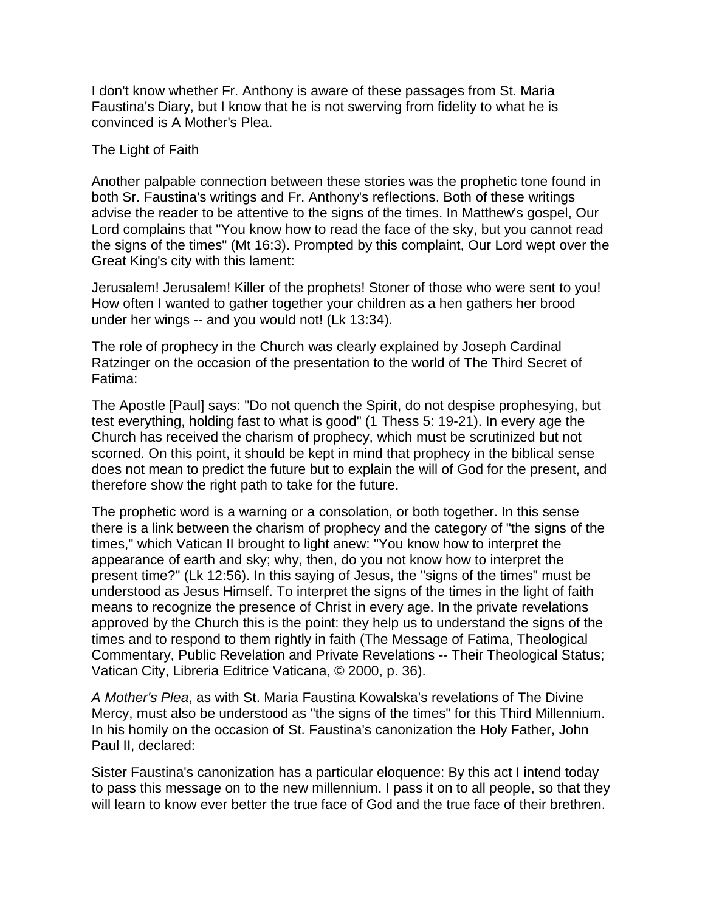I don't know whether Fr. Anthony is aware of these passages from St. Maria Faustina's Diary, but I know that he is not swerving from fidelity to what he is convinced is A Mother's Plea.

## The Light of Faith

Another palpable connection between these stories was the prophetic tone found in both Sr. Faustina's writings and Fr. Anthony's reflections. Both of these writings advise the reader to be attentive to the signs of the times. In Matthew's gospel, Our Lord complains that "You know how to read the face of the sky, but you cannot read the signs of the times" (Mt 16:3). Prompted by this complaint, Our Lord wept over the Great King's city with this lament:

Jerusalem! Jerusalem! Killer of the prophets! Stoner of those who were sent to you! How often I wanted to gather together your children as a hen gathers her brood under her wings -- and you would not! (Lk 13:34).

The role of prophecy in the Church was clearly explained by Joseph Cardinal Ratzinger on the occasion of the presentation to the world of The Third Secret of Fatima:

The Apostle [Paul] says: "Do not quench the Spirit, do not despise prophesying, but test everything, holding fast to what is good" (1 Thess 5: 19-21). In every age the Church has received the charism of prophecy, which must be scrutinized but not scorned. On this point, it should be kept in mind that prophecy in the biblical sense does not mean to predict the future but to explain the will of God for the present, and therefore show the right path to take for the future.

The prophetic word is a warning or a consolation, or both together. In this sense there is a link between the charism of prophecy and the category of "the signs of the times," which Vatican II brought to light anew: "You know how to interpret the appearance of earth and sky; why, then, do you not know how to interpret the present time?" (Lk 12:56). In this saying of Jesus, the "signs of the times" must be understood as Jesus Himself. To interpret the signs of the times in the light of faith means to recognize the presence of Christ in every age. In the private revelations approved by the Church this is the point: they help us to understand the signs of the times and to respond to them rightly in faith (The Message of Fatima, Theological Commentary, Public Revelation and Private Revelations -- Their Theological Status; Vatican City, Libreria Editrice Vaticana, © 2000, p. 36).

*A Mother's Plea*, as with St. Maria Faustina Kowalska's revelations of The Divine Mercy, must also be understood as "the signs of the times" for this Third Millennium. In his homily on the occasion of St. Faustina's canonization the Holy Father, John Paul II, declared:

Sister Faustina's canonization has a particular eloquence: By this act I intend today to pass this message on to the new millennium. I pass it on to all people, so that they will learn to know ever better the true face of God and the true face of their brethren.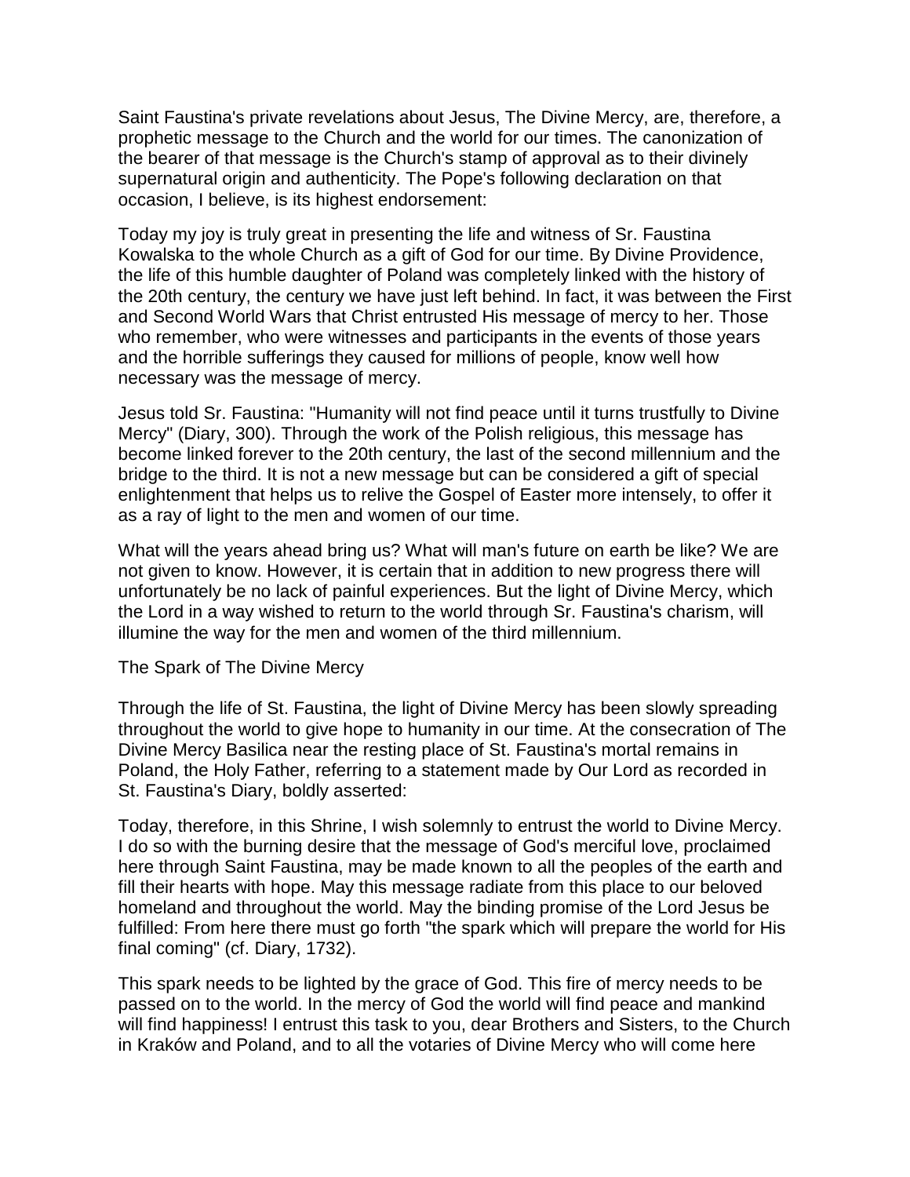Saint Faustina's private revelations about Jesus, The Divine Mercy, are, therefore, a prophetic message to the Church and the world for our times. The canonization of the bearer of that message is the Church's stamp of approval as to their divinely supernatural origin and authenticity. The Pope's following declaration on that occasion, I believe, is its highest endorsement:

Today my joy is truly great in presenting the life and witness of Sr. Faustina Kowalska to the whole Church as a gift of God for our time. By Divine Providence, the life of this humble daughter of Poland was completely linked with the history of the 20th century, the century we have just left behind. In fact, it was between the First and Second World Wars that Christ entrusted His message of mercy to her. Those who remember, who were witnesses and participants in the events of those years and the horrible sufferings they caused for millions of people, know well how necessary was the message of mercy.

Jesus told Sr. Faustina: "Humanity will not find peace until it turns trustfully to Divine Mercy" (Diary, 300). Through the work of the Polish religious, this message has become linked forever to the 20th century, the last of the second millennium and the bridge to the third. It is not a new message but can be considered a gift of special enlightenment that helps us to relive the Gospel of Easter more intensely, to offer it as a ray of light to the men and women of our time.

What will the years ahead bring us? What will man's future on earth be like? We are not given to know. However, it is certain that in addition to new progress there will unfortunately be no lack of painful experiences. But the light of Divine Mercy, which the Lord in a way wished to return to the world through Sr. Faustina's charism, will illumine the way for the men and women of the third millennium.

## The Spark of The Divine Mercy

Through the life of St. Faustina, the light of Divine Mercy has been slowly spreading throughout the world to give hope to humanity in our time. At the consecration of The Divine Mercy Basilica near the resting place of St. Faustina's mortal remains in Poland, the Holy Father, referring to a statement made by Our Lord as recorded in St. Faustina's Diary, boldly asserted:

Today, therefore, in this Shrine, I wish solemnly to entrust the world to Divine Mercy. I do so with the burning desire that the message of God's merciful love, proclaimed here through Saint Faustina, may be made known to all the peoples of the earth and fill their hearts with hope. May this message radiate from this place to our beloved homeland and throughout the world. May the binding promise of the Lord Jesus be fulfilled: From here there must go forth "the spark which will prepare the world for His final coming" (cf. Diary, 1732).

This spark needs to be lighted by the grace of God. This fire of mercy needs to be passed on to the world. In the mercy of God the world will find peace and mankind will find happiness! I entrust this task to you, dear Brothers and Sisters, to the Church in Kraków and Poland, and to all the votaries of Divine Mercy who will come here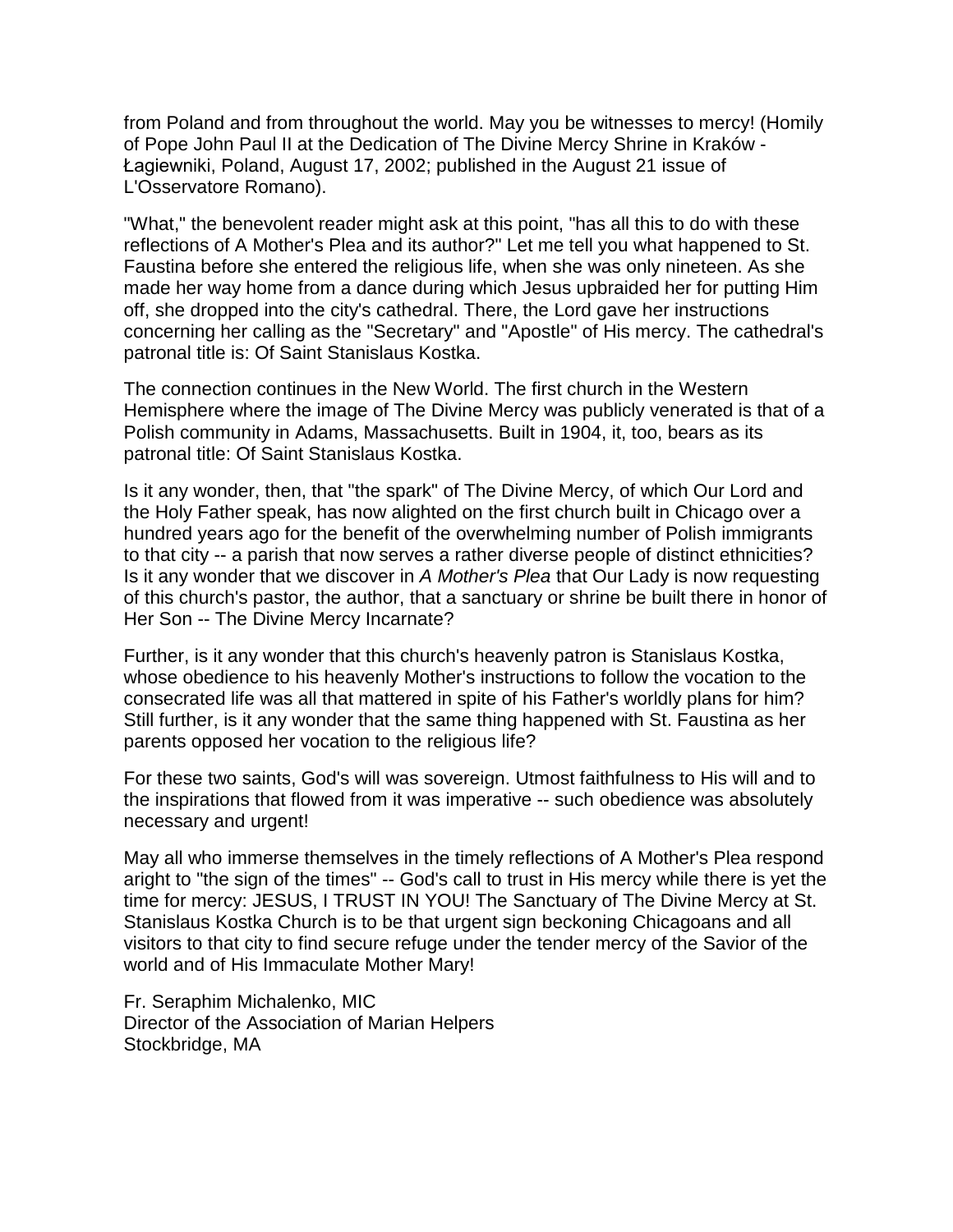from Poland and from throughout the world. May you be witnesses to mercy! (Homily of Pope John Paul II at the Dedication of The Divine Mercy Shrine in Kraków - Łagiewniki, Poland, August 17, 2002; published in the August 21 issue of L'Osservatore Romano).

"What," the benevolent reader might ask at this point, "has all this to do with these reflections of A Mother's Plea and its author?" Let me tell you what happened to St. Faustina before she entered the religious life, when she was only nineteen. As she made her way home from a dance during which Jesus upbraided her for putting Him off, she dropped into the city's cathedral. There, the Lord gave her instructions concerning her calling as the "Secretary" and "Apostle" of His mercy. The cathedral's patronal title is: Of Saint Stanislaus Kostka.

The connection continues in the New World. The first church in the Western Hemisphere where the image of The Divine Mercy was publicly venerated is that of a Polish community in Adams, Massachusetts. Built in 1904, it, too, bears as its patronal title: Of Saint Stanislaus Kostka.

Is it any wonder, then, that "the spark" of The Divine Mercy, of which Our Lord and the Holy Father speak, has now alighted on the first church built in Chicago over a hundred years ago for the benefit of the overwhelming number of Polish immigrants to that city -- a parish that now serves a rather diverse people of distinct ethnicities? Is it any wonder that we discover in *A Mother's Plea* that Our Lady is now requesting of this church's pastor, the author, that a sanctuary or shrine be built there in honor of Her Son -- The Divine Mercy Incarnate?

Further, is it any wonder that this church's heavenly patron is Stanislaus Kostka, whose obedience to his heavenly Mother's instructions to follow the vocation to the consecrated life was all that mattered in spite of his Father's worldly plans for him? Still further, is it any wonder that the same thing happened with St. Faustina as her parents opposed her vocation to the religious life?

For these two saints, God's will was sovereign. Utmost faithfulness to His will and to the inspirations that flowed from it was imperative -- such obedience was absolutely necessary and urgent!

May all who immerse themselves in the timely reflections of A Mother's Plea respond aright to "the sign of the times" -- God's call to trust in His mercy while there is yet the time for mercy: JESUS, I TRUST IN YOU! The Sanctuary of The Divine Mercy at St. Stanislaus Kostka Church is to be that urgent sign beckoning Chicagoans and all visitors to that city to find secure refuge under the tender mercy of the Savior of the world and of His Immaculate Mother Mary!

Fr. Seraphim Michalenko, MIC
Director of the Association of Marian Helpers
Stockbridge, MA